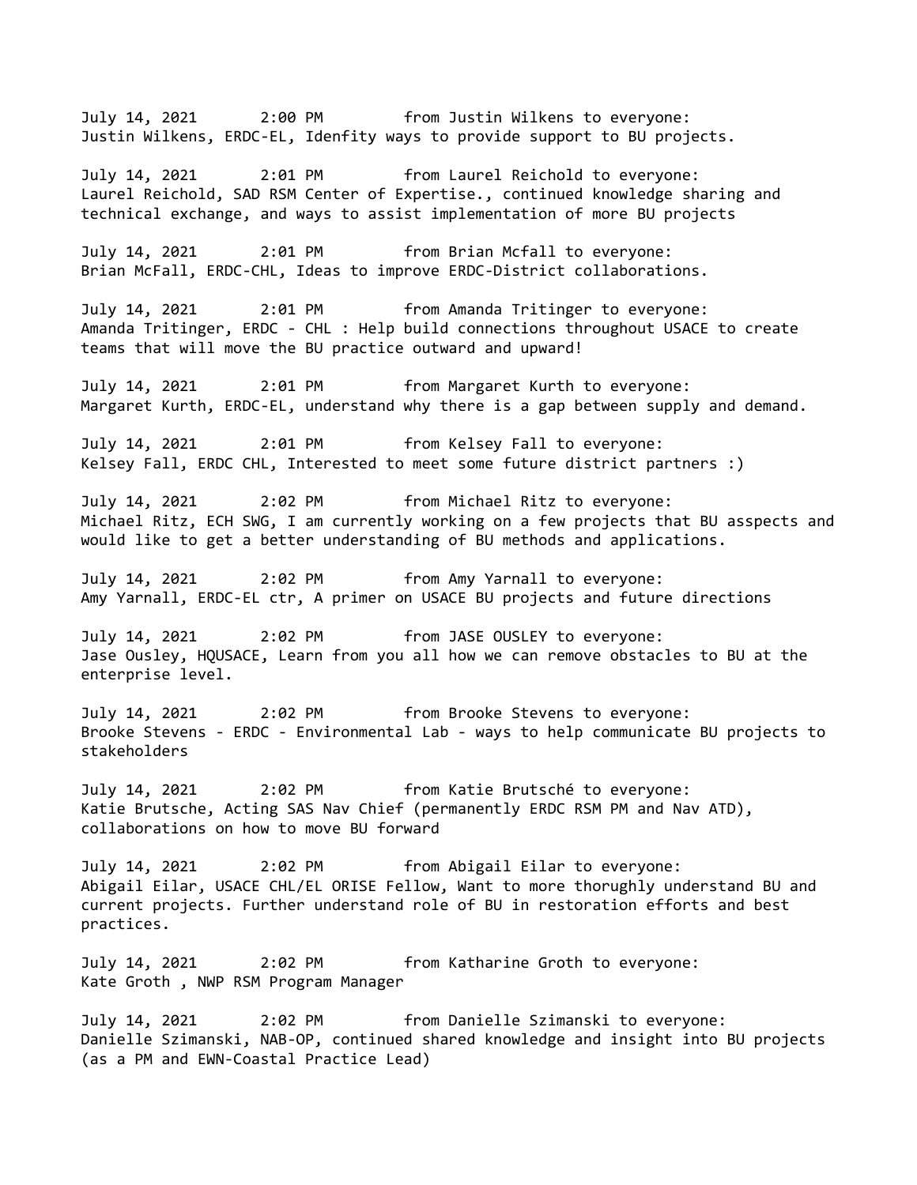July 14, 2021 2:00 PM from Justin Wilkens to everyone:
Justin Wilkens, ERDC-EL, Idenfity ways to provide support to BU projects.

July 14, 2021 2:01 PM from Laurel Reichold to everyone:
Laurel Reichold, SAD RSM Center of Expertise., continued knowledge sharing and technical exchange, and ways to assist implementation of more BU projects

July 14, 2021 2:01 PM from Brian Mcfall to everyone:
Brian McFall, ERDC-CHL, Ideas to improve ERDC-District collaborations.

July 14, 2021 2:01 PM from Amanda Tritinger to everyone:
Amanda Tritinger, ERDC - CHL : Help build connections throughout USACE to create teams that will move the BU practice outward and upward!

July 14, 2021 2:01 PM from Margaret Kurth to everyone:
Margaret Kurth, ERDC-EL, understand why there is a gap between supply and demand.

July 14, 2021 2:01 PM from Kelsey Fall to everyone:
Kelsey Fall, ERDC CHL, Interested to meet some future district partners :)

July 14, 2021 2:02 PM from Michael Ritz to everyone:
Michael Ritz, ECH SWG, I am currently working on a few projects that BU asspects and would like to get a better understanding of BU methods and applications.

July 14, 2021 2:02 PM from Amy Yarnall to everyone:
Amy Yarnall, ERDC-EL ctr, A primer on USACE BU projects and future directions

July 14, 2021 2:02 PM from JASE OUSLEY to everyone:
Jase Ousley, HQUSACE, Learn from you all how we can remove obstacles to BU at the enterprise level.

July 14, 2021 2:02 PM from Brooke Stevens to everyone:
Brooke Stevens - ERDC - Environmental Lab - ways to help communicate BU projects to stakeholders

July 14, 2021 2:02 PM from Katie Brutsché to everyone:
Katie Brutsche, Acting SAS Nav Chief (permanently ERDC RSM PM and Nav ATD), collaborations on how to move BU forward

July 14, 2021 2:02 PM from Abigail Eilar to everyone:
Abigail Eilar, USACE CHL/EL ORISE Fellow, Want to more thorughly understand BU and current projects. Further understand role of BU in restoration efforts and best practices.

July 14, 2021 2:02 PM from Katharine Groth to everyone:
Kate Groth , NWP RSM Program Manager

July 14, 2021 2:02 PM from Danielle Szimanski to everyone:
Danielle Szimanski, NAB-OP, continued shared knowledge and insight into BU projects (as a PM and EWN-Coastal Practice Lead)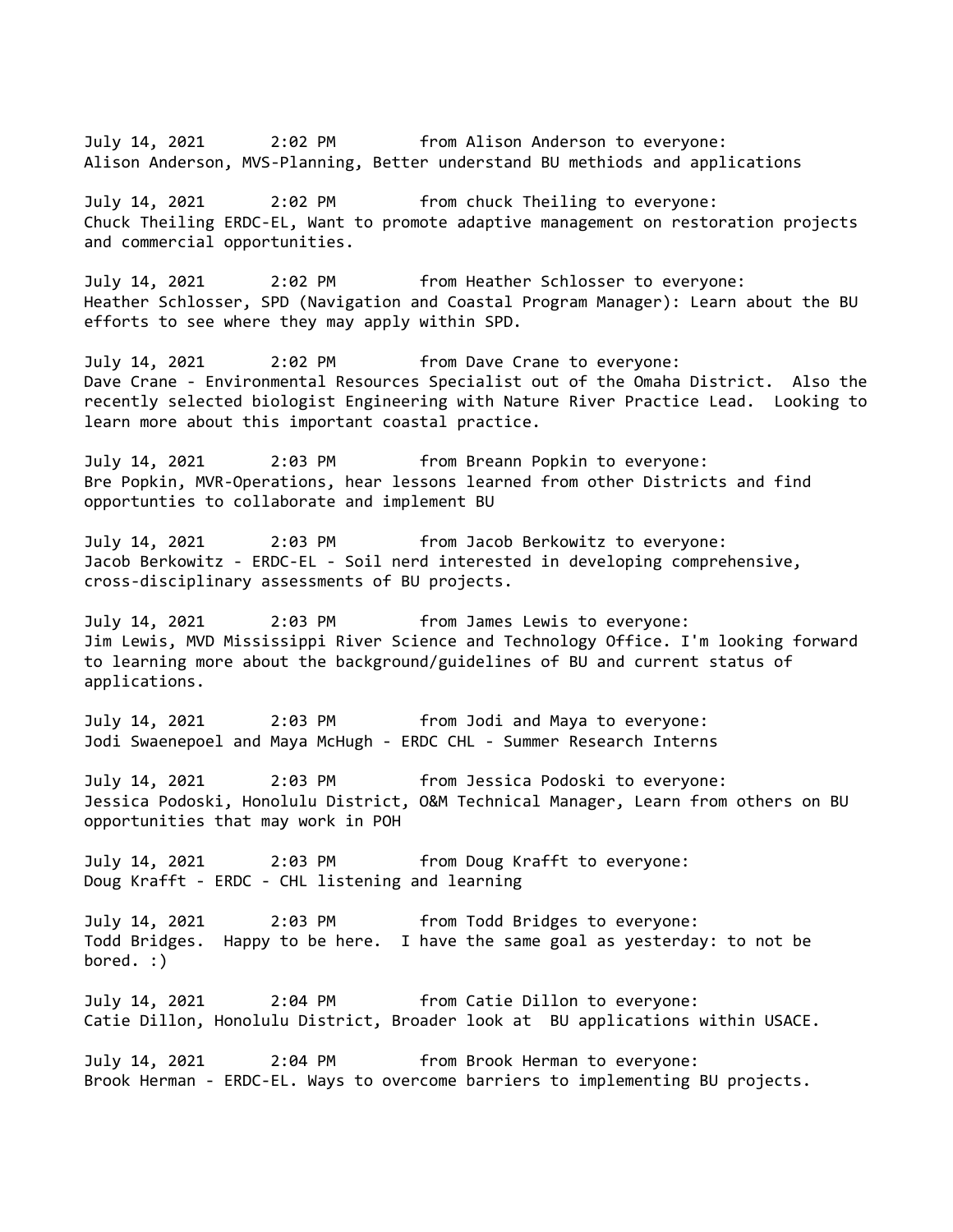July 14, 2021 2:02 PM from Alison Anderson to everyone:
Alison Anderson, MVS-Planning, Better understand BU methiods and applications

July 14, 2021 2:02 PM from chuck Theiling to everyone:
Chuck Theiling ERDC-EL, Want to promote adaptive management on restoration projects and commercial opportunities.

July 14, 2021 2:02 PM from Heather Schlosser to everyone:
Heather Schlosser, SPD (Navigation and Coastal Program Manager): Learn about the BU efforts to see where they may apply within SPD.

July 14, 2021 2:02 PM from Dave Crane to everyone:
Dave Crane - Environmental Resources Specialist out of the Omaha District. Also the recently selected biologist Engineering with Nature River Practice Lead. Looking to learn more about this important coastal practice.

July 14, 2021 2:03 PM from Breann Popkin to everyone:
Bre Popkin, MVR-Operations, hear lessons learned from other Districts and find opportunties to collaborate and implement BU

July 14, 2021 2:03 PM from Jacob Berkowitz to everyone:
Jacob Berkowitz - ERDC-EL - Soil nerd interested in developing comprehensive, cross-disciplinary assessments of BU projects.

July 14, 2021 2:03 PM from James Lewis to everyone:
Jim Lewis, MVD Mississippi River Science and Technology Office. I'm looking forward to learning more about the background/guidelines of BU and current status of applications.

July 14, 2021 2:03 PM from Jodi and Maya to everyone:
Jodi Swaenepoel and Maya McHugh - ERDC CHL - Summer Research Interns

July 14, 2021 2:03 PM from Jessica Podoski to everyone:
Jessica Podoski, Honolulu District, O&M Technical Manager, Learn from others on BU opportunities that may work in POH

July 14, 2021 2:03 PM from Doug Krafft to everyone:
Doug Krafft - ERDC - CHL listening and learning

July 14, 2021 2:03 PM from Todd Bridges to everyone:
Todd Bridges. Happy to be here. I have the same goal as yesterday: to not be bored. :)

July 14, 2021 2:04 PM from Catie Dillon to everyone:
Catie Dillon, Honolulu District, Broader look at BU applications within USACE.

July 14, 2021 2:04 PM from Brook Herman to everyone:
Brook Herman - ERDC-EL. Ways to overcome barriers to implementing BU projects.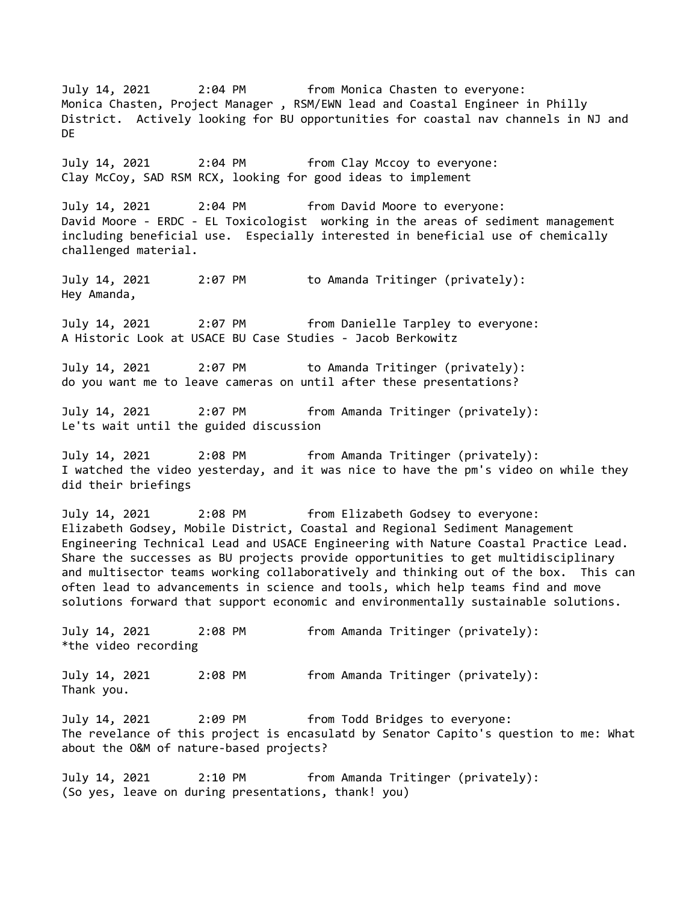July 14, 2021 2:04 PM from Monica Chasten to everyone:
Monica Chasten, Project Manager , RSM/EWN lead and Coastal Engineer in Philly District. Actively looking for BU opportunities for coastal nav channels in NJ and DE

July 14, 2021 2:04 PM from Clay Mccoy to everyone:
Clay McCoy, SAD RSM RCX, looking for good ideas to implement

July 14, 2021 2:04 PM from David Moore to everyone:
David Moore - ERDC - EL Toxicologist working in the areas of sediment management including beneficial use. Especially interested in beneficial use of chemically challenged material.

July 14, 2021 2:07 PM to Amanda Tritinger (privately):
Hey Amanda,

July 14, 2021 2:07 PM from Danielle Tarpley to everyone:
A Historic Look at USACE BU Case Studies - Jacob Berkowitz

July 14, 2021 2:07 PM to Amanda Tritinger (privately):
do you want me to leave cameras on until after these presentations?

July 14, 2021 2:07 PM from Amanda Tritinger (privately):
Le'ts wait until the guided discussion

July 14, 2021 2:08 PM from Amanda Tritinger (privately):
I watched the video yesterday, and it was nice to have the pm's video on while they did their briefings

July 14, 2021 2:08 PM from Elizabeth Godsey to everyone:
Elizabeth Godsey, Mobile District, Coastal and Regional Sediment Management Engineering Technical Lead and USACE Engineering with Nature Coastal Practice Lead. Share the successes as BU projects provide opportunities to get multidisciplinary and multisector teams working collaboratively and thinking out of the box. This can often lead to advancements in science and tools, which help teams find and move solutions forward that support economic and environmentally sustainable solutions.

July 14, 2021 2:08 PM from Amanda Tritinger (privately):
*the video recording

July 14, 2021 2:08 PM from Amanda Tritinger (privately):
Thank you.

July 14, 2021 2:09 PM from Todd Bridges to everyone:
The revelance of this project is encasulatd by Senator Capito's question to me: What about the O&M of nature-based projects?

July 14, 2021 2:10 PM from Amanda Tritinger (privately):
(So yes, leave on during presentations, thank! you)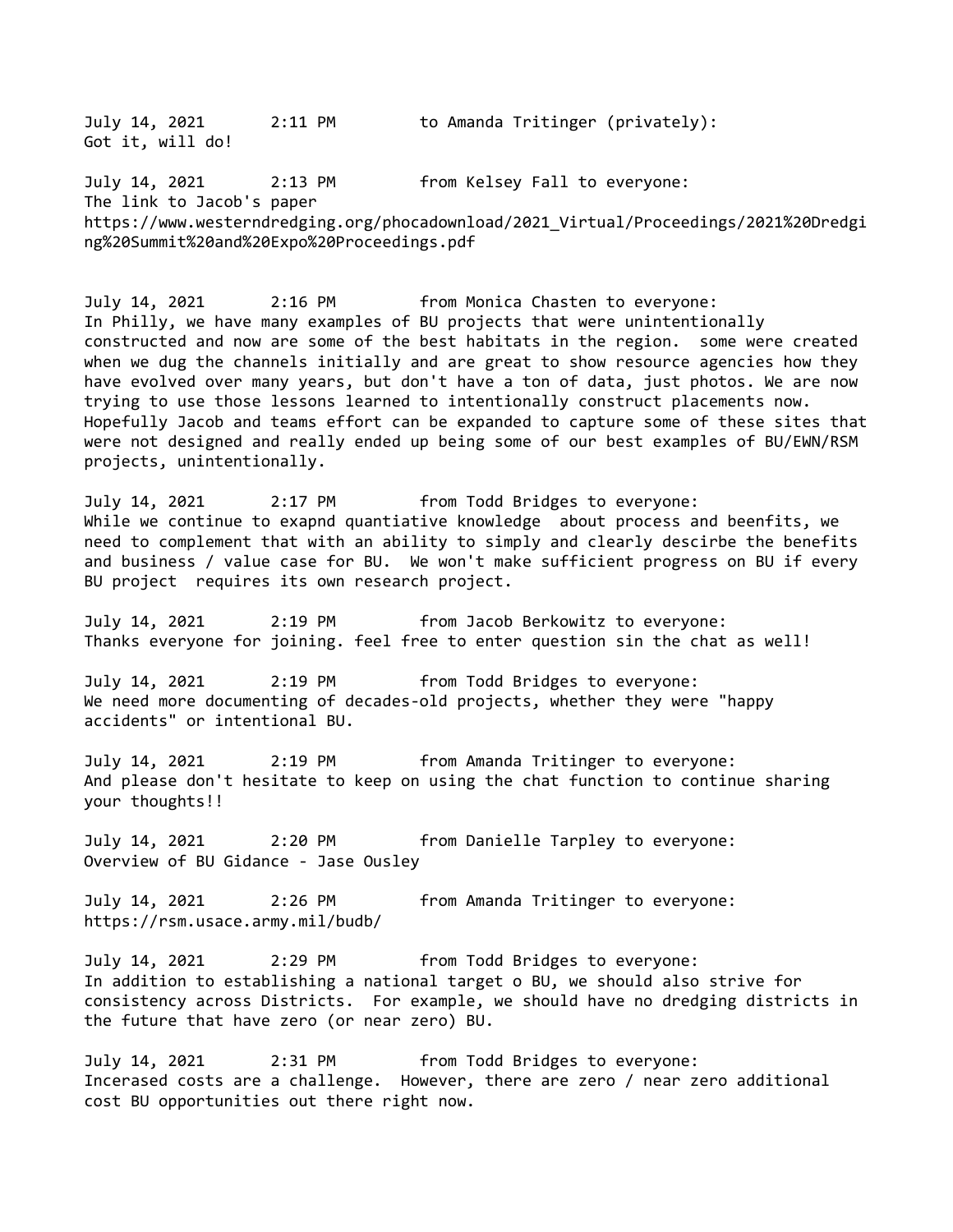July 14, 2021 2:11 PM to Amanda Tritinger (privately):
Got it, will do!

July 14, 2021 2:13 PM from Kelsey Fall to everyone:
The link to Jacob's paper
https://www.westerndredging.org/phocadownload/2021_Virtual/Proceedings/2021%20Dredging%20Summit%20and%20Expo%20Proceedings.pdf

July 14, 2021 2:16 PM from Monica Chasten to everyone:
In Philly, we have many examples of BU projects that were unintentionally constructed and now are some of the best habitats in the region. some were created when we dug the channels initially and are great to show resource agencies how they have evolved over many years, but don't have a ton of data, just photos. We are now trying to use those lessons learned to intentionally construct placements now. Hopefully Jacob and teams effort can be expanded to capture some of these sites that were not designed and really ended up being some of our best examples of BU/EWN/RSM projects, unintentionally.

July 14, 2021 2:17 PM from Todd Bridges to everyone:
While we continue to exapnd quantiative knowledge about process and beenfits, we need to complement that with an ability to simply and clearly descirbe the benefits and business / value case for BU. We won't make sufficient progress on BU if every BU project requires its own research project.

July 14, 2021 2:19 PM from Jacob Berkowitz to everyone:
Thanks everyone for joining. feel free to enter question sin the chat as well!

July 14, 2021 2:19 PM from Todd Bridges to everyone:
We need more documenting of decades-old projects, whether they were "happy accidents" or intentional BU.

July 14, 2021 2:19 PM from Amanda Tritinger to everyone:
And please don't hesitate to keep on using the chat function to continue sharing your thoughts!!

July 14, 2021 2:20 PM from Danielle Tarpley to everyone:
Overview of BU Gidance - Jase Ousley

July 14, 2021 2:26 PM from Amanda Tritinger to everyone:
https://rsm.usace.army.mil/budb/

July 14, 2021 2:29 PM from Todd Bridges to everyone:
In addition to establishing a national target o BU, we should also strive for consistency across Districts. For example, we should have no dredging districts in the future that have zero (or near zero) BU.

July 14, 2021 2:31 PM from Todd Bridges to everyone:
Incerased costs are a challenge. However, there are zero / near zero additional cost BU opportunities out there right now.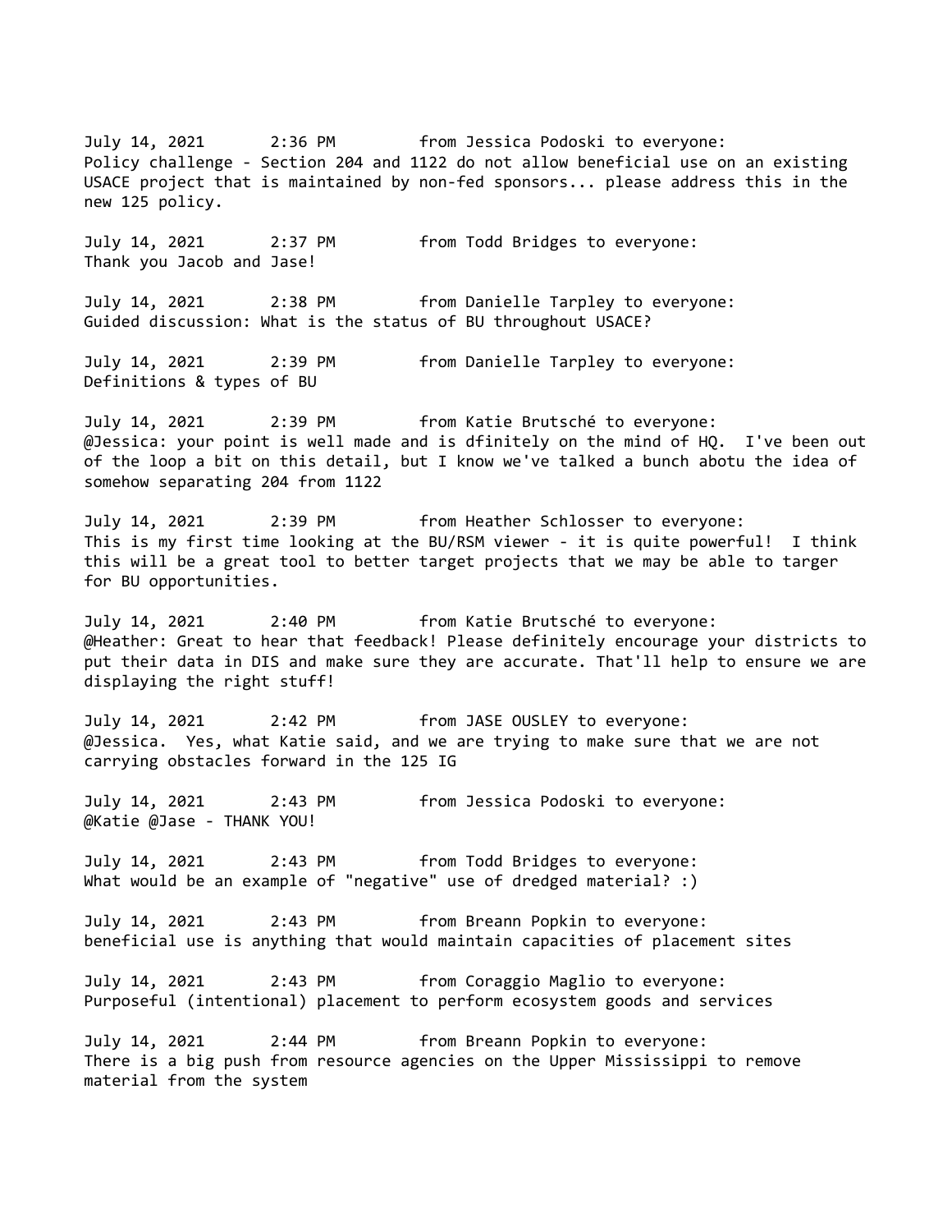July 14, 2021 2:36 PM from Jessica Podoski to everyone:
Policy challenge - Section 204 and 1122 do not allow beneficial use on an existing USACE project that is maintained by non-fed sponsors... please address this in the new 125 policy.

July 14, 2021 2:37 PM from Todd Bridges to everyone:
Thank you Jacob and Jase!

July 14, 2021 2:38 PM from Danielle Tarpley to everyone:
Guided discussion: What is the status of BU throughout USACE?

July 14, 2021 2:39 PM from Danielle Tarpley to everyone:
Definitions & types of BU

July 14, 2021 2:39 PM from Katie Brutsché to everyone:
@Jessica: your point is well made and is dfinitely on the mind of HQ. I've been out of the loop a bit on this detail, but I know we've talked a bunch abotu the idea of somehow separating 204 from 1122

July 14, 2021 2:39 PM from Heather Schlosser to everyone:
This is my first time looking at the BU/RSM viewer - it is quite powerful! I think this will be a great tool to better target projects that we may be able to targer for BU opportunities.

July 14, 2021 2:40 PM from Katie Brutsché to everyone:
@Heather: Great to hear that feedback! Please definitely encourage your districts to put their data in DIS and make sure they are accurate. That'll help to ensure we are displaying the right stuff!

July 14, 2021 2:42 PM from JASE OUSLEY to everyone:
@Jessica. Yes, what Katie said, and we are trying to make sure that we are not carrying obstacles forward in the 125 IG

July 14, 2021 2:43 PM from Jessica Podoski to everyone:
@Katie @Jase - THANK YOU!

July 14, 2021 2:43 PM from Todd Bridges to everyone:
What would be an example of "negative" use of dredged material? :)

July 14, 2021 2:43 PM from Breann Popkin to everyone:
beneficial use is anything that would maintain capacities of placement sites

July 14, 2021 2:43 PM from Coraggio Maglio to everyone:
Purposeful (intentional) placement to perform ecosystem goods and services

July 14, 2021 2:44 PM from Breann Popkin to everyone:
There is a big push from resource agencies on the Upper Mississippi to remove material from the system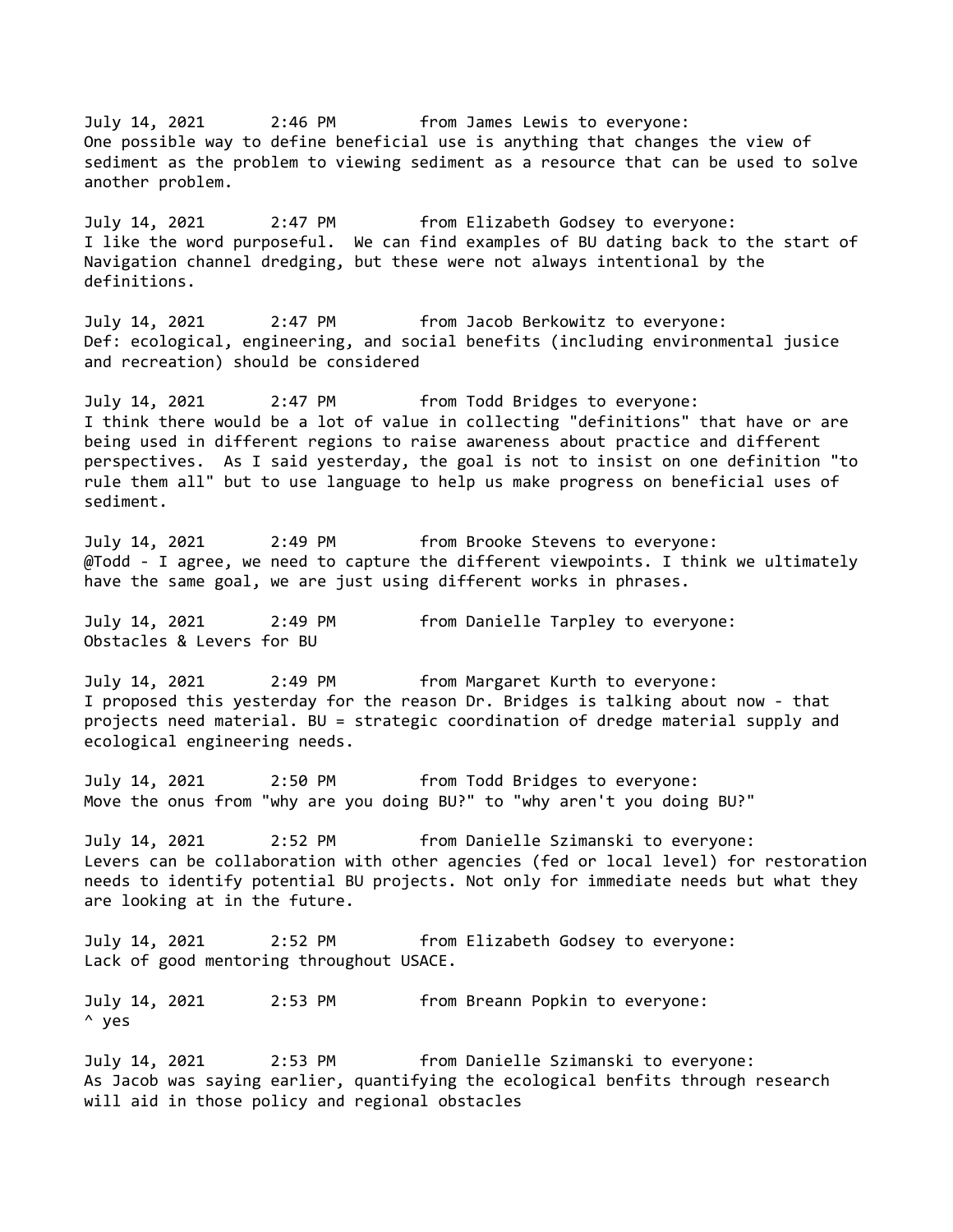July 14, 2021 2:46 PM from James Lewis to everyone:
One possible way to define beneficial use is anything that changes the view of sediment as the problem to viewing sediment as a resource that can be used to solve another problem.

July 14, 2021 2:47 PM from Elizabeth Godsey to everyone:
I like the word purposeful. We can find examples of BU dating back to the start of Navigation channel dredging, but these were not always intentional by the definitions.

July 14, 2021 2:47 PM from Jacob Berkowitz to everyone:
Def: ecological, engineering, and social benefits (including environmental jusice and recreation) should be considered

July 14, 2021 2:47 PM from Todd Bridges to everyone:
I think there would be a lot of value in collecting "definitions" that have or are being used in different regions to raise awareness about practice and different perspectives. As I said yesterday, the goal is not to insist on one definition "to rule them all" but to use language to help us make progress on beneficial uses of sediment.

July 14, 2021 2:49 PM from Brooke Stevens to everyone:
@Todd - I agree, we need to capture the different viewpoints. I think we ultimately have the same goal, we are just using different works in phrases.

July 14, 2021 2:49 PM from Danielle Tarpley to everyone:
Obstacles & Levers for BU

July 14, 2021 2:49 PM from Margaret Kurth to everyone:
I proposed this yesterday for the reason Dr. Bridges is talking about now - that projects need material. BU = strategic coordination of dredge material supply and ecological engineering needs.

July 14, 2021 2:50 PM from Todd Bridges to everyone:
Move the onus from "why are you doing BU?" to "why aren't you doing BU?"

July 14, 2021 2:52 PM from Danielle Szimanski to everyone:
Levers can be collaboration with other agencies (fed or local level) for restoration needs to identify potential BU projects. Not only for immediate needs but what they are looking at in the future.

July 14, 2021 2:52 PM from Elizabeth Godsey to everyone:
Lack of good mentoring throughout USACE.

July 14, 2021 2:53 PM from Breann Popkin to everyone:
^ yes

July 14, 2021 2:53 PM from Danielle Szimanski to everyone:
As Jacob was saying earlier, quantifying the ecological benfits through research will aid in those policy and regional obstacles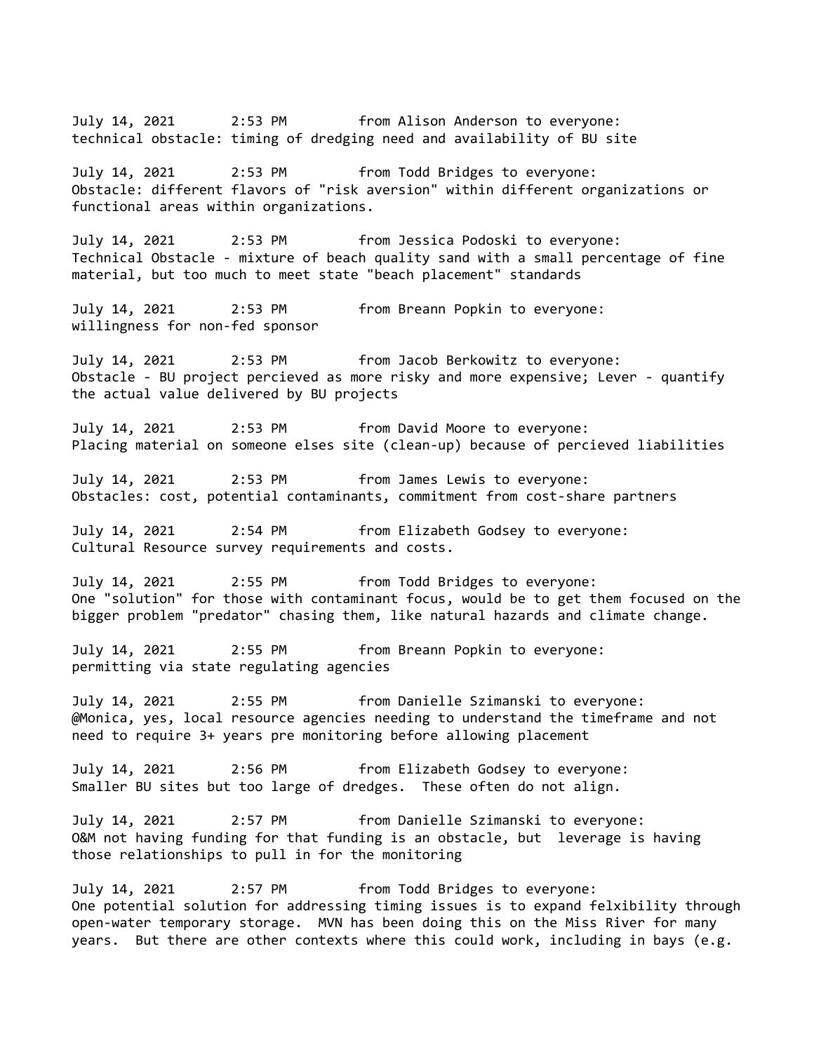July 14, 2021 2:53 PM from Alison Anderson to everyone:
technical obstacle: timing of dredging need and availability of BU site

July 14, 2021 2:53 PM from Todd Bridges to everyone:
Obstacle: different flavors of "risk aversion" within different organizations or functional areas within organizations.

July 14, 2021 2:53 PM from Jessica Podoski to everyone:
Technical Obstacle - mixture of beach quality sand with a small percentage of fine material, but too much to meet state "beach placement" standards

July 14, 2021 2:53 PM from Breann Popkin to everyone:
willingness for non-fed sponsor

July 14, 2021 2:53 PM from Jacob Berkowitz to everyone:
Obstacle - BU project percieved as more risky and more expensive; Lever - quantify the actual value delivered by BU projects

July 14, 2021 2:53 PM from David Moore to everyone:
Placing material on someone elses site (clean-up) because of percieved liabilities

July 14, 2021 2:53 PM from James Lewis to everyone:
Obstacles: cost, potential contaminants, commitment from cost-share partners

July 14, 2021 2:54 PM from Elizabeth Godsey to everyone:
Cultural Resource survey requirements and costs.

July 14, 2021 2:55 PM from Todd Bridges to everyone:
One "solution" for those with contaminant focus, would be to get them focused on the bigger problem "predator" chasing them, like natural hazards and climate change.

July 14, 2021 2:55 PM from Breann Popkin to everyone:
permitting via state regulating agencies

July 14, 2021 2:55 PM from Danielle Szimanski to everyone:
@Monica, yes, local resource agencies needing to understand the timeframe and not need to require 3+ years pre monitoring before allowing placement

July 14, 2021 2:56 PM from Elizabeth Godsey to everyone:
Smaller BU sites but too large of dredges.  These often do not align.

July 14, 2021 2:57 PM from Danielle Szimanski to everyone:
O&M not having funding for that funding is an obstacle, but  leverage is having those relationships to pull in for the monitoring

July 14, 2021 2:57 PM from Todd Bridges to everyone:
One potential solution for addressing timing issues is to expand felxibility through open-water temporary storage.  MVN has been doing this on the Miss River for many years.  But there are other contexts where this could work, including in bays (e.g.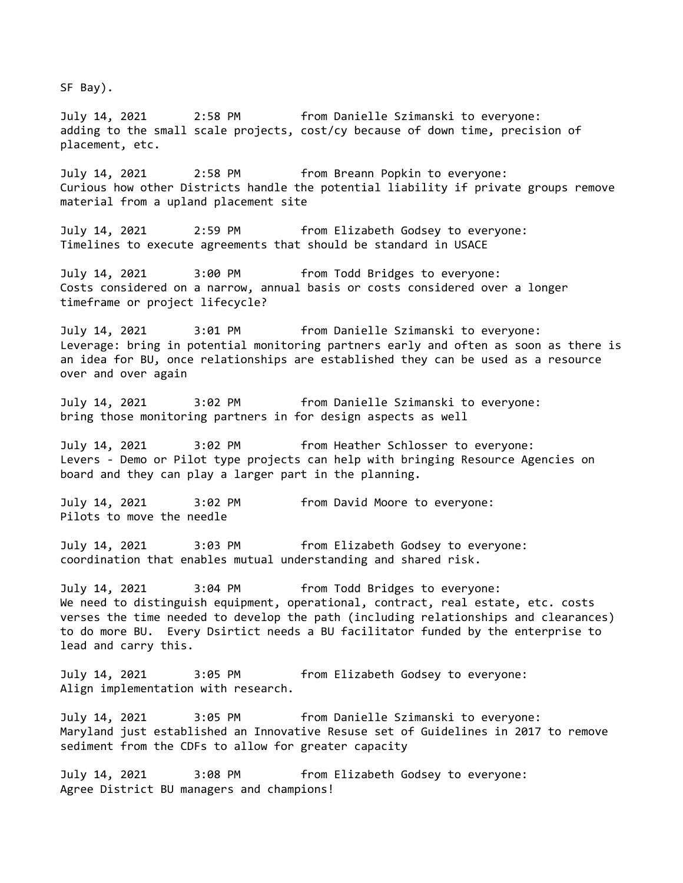SF Bay).

July 14, 2021 2:58 PM from Danielle Szimanski to everyone:
adding to the small scale projects, cost/cy because of down time, precision of placement, etc.

July 14, 2021 2:58 PM from Breann Popkin to everyone:
Curious how other Districts handle the potential liability if private groups remove material from a upland placement site

July 14, 2021 2:59 PM from Elizabeth Godsey to everyone:
Timelines to execute agreements that should be standard in USACE

July 14, 2021 3:00 PM from Todd Bridges to everyone:
Costs considered on a narrow, annual basis or costs considered over a longer timeframe or project lifecycle?

July 14, 2021 3:01 PM from Danielle Szimanski to everyone:
Leverage: bring in potential monitoring partners early and often as soon as there is an idea for BU, once relationships are established they can be used as a resource over and over again

July 14, 2021 3:02 PM from Danielle Szimanski to everyone:
bring those monitoring partners in for design aspects as well

July 14, 2021 3:02 PM from Heather Schlosser to everyone:
Levers - Demo or Pilot type projects can help with bringing Resource Agencies on board and they can play a larger part in the planning.

July 14, 2021 3:02 PM from David Moore to everyone:
Pilots to move the needle

July 14, 2021 3:03 PM from Elizabeth Godsey to everyone:
coordination that enables mutual understanding and shared risk.

July 14, 2021 3:04 PM from Todd Bridges to everyone:
We need to distinguish equipment, operational, contract, real estate, etc. costs verses the time needed to develop the path (including relationships and clearances) to do more BU. Every Dsirtict needs a BU facilitator funded by the enterprise to lead and carry this.

July 14, 2021 3:05 PM from Elizabeth Godsey to everyone:
Align implementation with research.

July 14, 2021 3:05 PM from Danielle Szimanski to everyone:
Maryland just established an Innovative Resuse set of Guidelines in 2017 to remove sediment from the CDFs to allow for greater capacity

July 14, 2021 3:08 PM from Elizabeth Godsey to everyone:
Agree District BU managers and champions!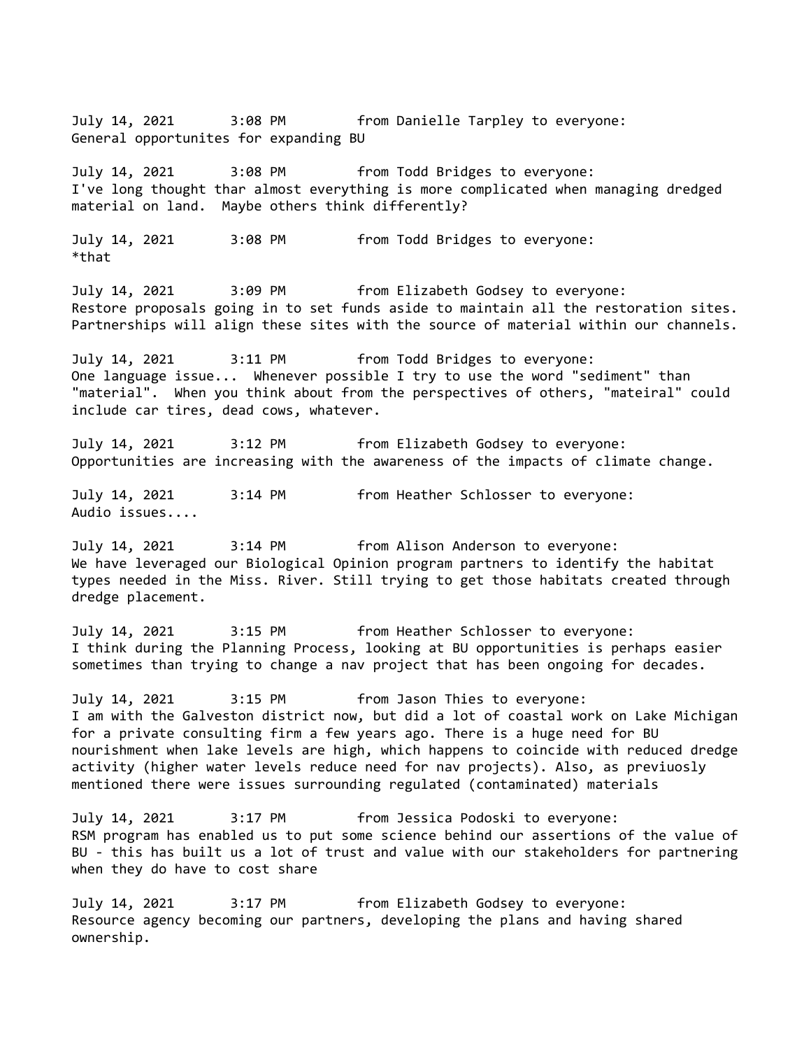July 14, 2021 3:08 PM from Danielle Tarpley to everyone:
General opportunites for expanding BU

July 14, 2021 3:08 PM from Todd Bridges to everyone:
I've long thought thar almost everything is more complicated when managing dredged material on land. Maybe others think differently?

July 14, 2021 3:08 PM from Todd Bridges to everyone:
*that

July 14, 2021 3:09 PM from Elizabeth Godsey to everyone:
Restore proposals going in to set funds aside to maintain all the restoration sites. Partnerships will align these sites with the source of material within our channels.

July 14, 2021 3:11 PM from Todd Bridges to everyone:
One language issue... Whenever possible I try to use the word "sediment" than "material". When you think about from the perspectives of others, "mateiral" could include car tires, dead cows, whatever.

July 14, 2021 3:12 PM from Elizabeth Godsey to everyone:
Opportunities are increasing with the awareness of the impacts of climate change.

July 14, 2021 3:14 PM from Heather Schlosser to everyone:
Audio issues....

July 14, 2021 3:14 PM from Alison Anderson to everyone:
We have leveraged our Biological Opinion program partners to identify the habitat types needed in the Miss. River. Still trying to get those habitats created through dredge placement.

July 14, 2021 3:15 PM from Heather Schlosser to everyone:
I think during the Planning Process, looking at BU opportunities is perhaps easier sometimes than trying to change a nav project that has been ongoing for decades.

July 14, 2021 3:15 PM from Jason Thies to everyone:
I am with the Galveston district now, but did a lot of coastal work on Lake Michigan for a private consulting firm a few years ago. There is a huge need for BU nourishment when lake levels are high, which happens to coincide with reduced dredge activity (higher water levels reduce need for nav projects). Also, as previuosly mentioned there were issues surrounding regulated (contaminated) materials

July 14, 2021 3:17 PM from Jessica Podoski to everyone:
RSM program has enabled us to put some science behind our assertions of the value of BU - this has built us a lot of trust and value with our stakeholders for partnering when they do have to cost share

July 14, 2021 3:17 PM from Elizabeth Godsey to everyone:
Resource agency becoming our partners, developing the plans and having shared ownership.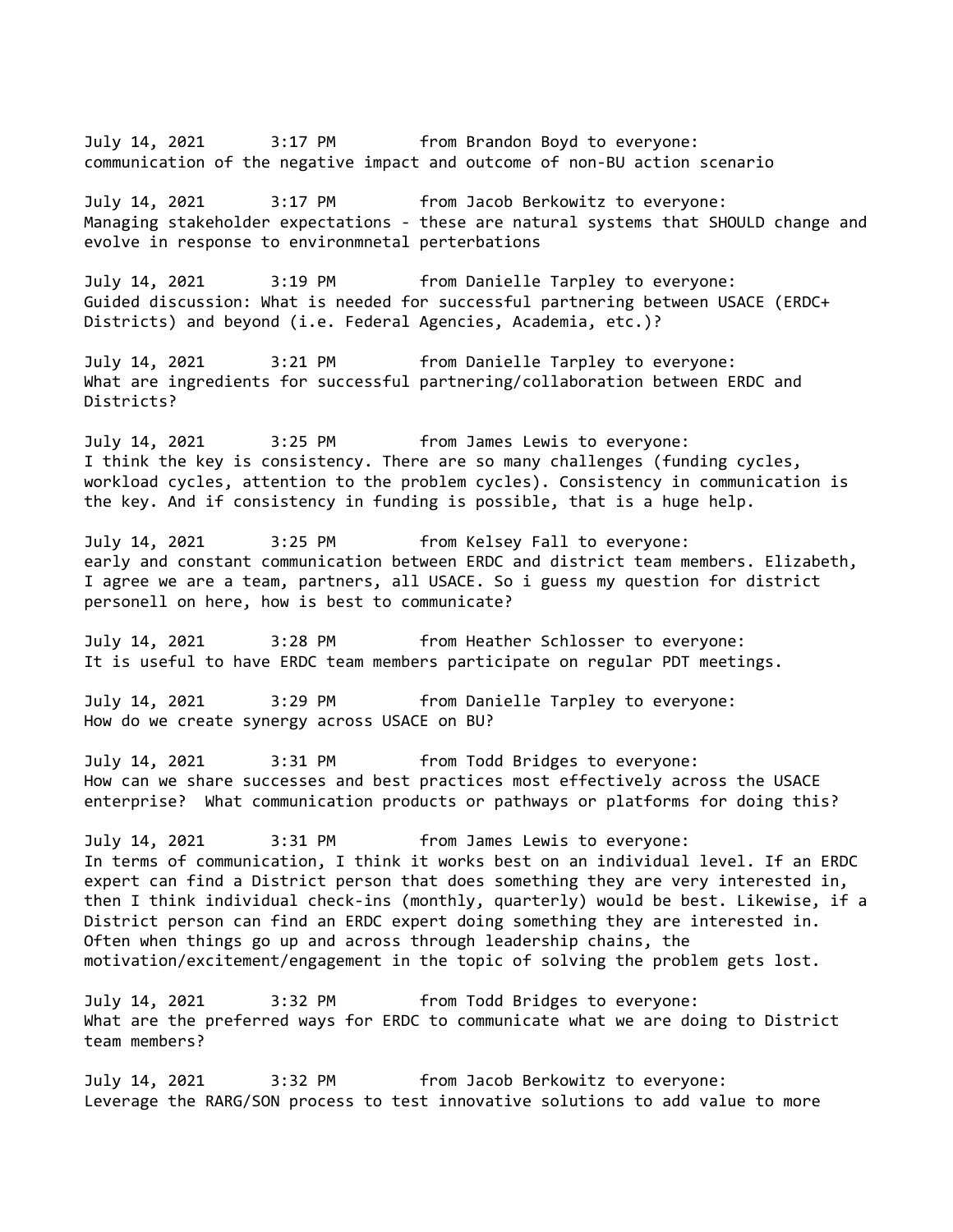July 14, 2021 3:17 PM from Brandon Boyd to everyone:
communication of the negative impact and outcome of non-BU action scenario

July 14, 2021 3:17 PM from Jacob Berkowitz to everyone:
Managing stakeholder expectations - these are natural systems that SHOULD change and evolve in response to environmnetal perterbations

July 14, 2021 3:19 PM from Danielle Tarpley to everyone:
Guided discussion: What is needed for successful partnering between USACE (ERDC+ Districts) and beyond (i.e. Federal Agencies, Academia, etc.)?

July 14, 2021 3:21 PM from Danielle Tarpley to everyone:
What are ingredients for successful partnering/collaboration between ERDC and Districts?

July 14, 2021 3:25 PM from James Lewis to everyone:
I think the key is consistency. There are so many challenges (funding cycles, workload cycles, attention to the problem cycles). Consistency in communication is the key. And if consistency in funding is possible, that is a huge help.

July 14, 2021 3:25 PM from Kelsey Fall to everyone:
early and constant communication between ERDC and district team members. Elizabeth, I agree we are a team, partners, all USACE. So i guess my question for district personell on here, how is best to communicate?

July 14, 2021 3:28 PM from Heather Schlosser to everyone:
It is useful to have ERDC team members participate on regular PDT meetings.

July 14, 2021 3:29 PM from Danielle Tarpley to everyone:
How do we create synergy across USACE on BU?

July 14, 2021 3:31 PM from Todd Bridges to everyone:
How can we share successes and best practices most effectively across the USACE enterprise? What communication products or pathways or platforms for doing this?

July 14, 2021 3:31 PM from James Lewis to everyone:
In terms of communication, I think it works best on an individual level. If an ERDC expert can find a District person that does something they are very interested in, then I think individual check-ins (monthly, quarterly) would be best. Likewise, if a District person can find an ERDC expert doing something they are interested in. Often when things go up and across through leadership chains, the motivation/excitement/engagement in the topic of solving the problem gets lost.

July 14, 2021 3:32 PM from Todd Bridges to everyone:
What are the preferred ways for ERDC to communicate what we are doing to District team members?

July 14, 2021 3:32 PM from Jacob Berkowitz to everyone:
Leverage the RARG/SON process to test innovative solutions to add value to more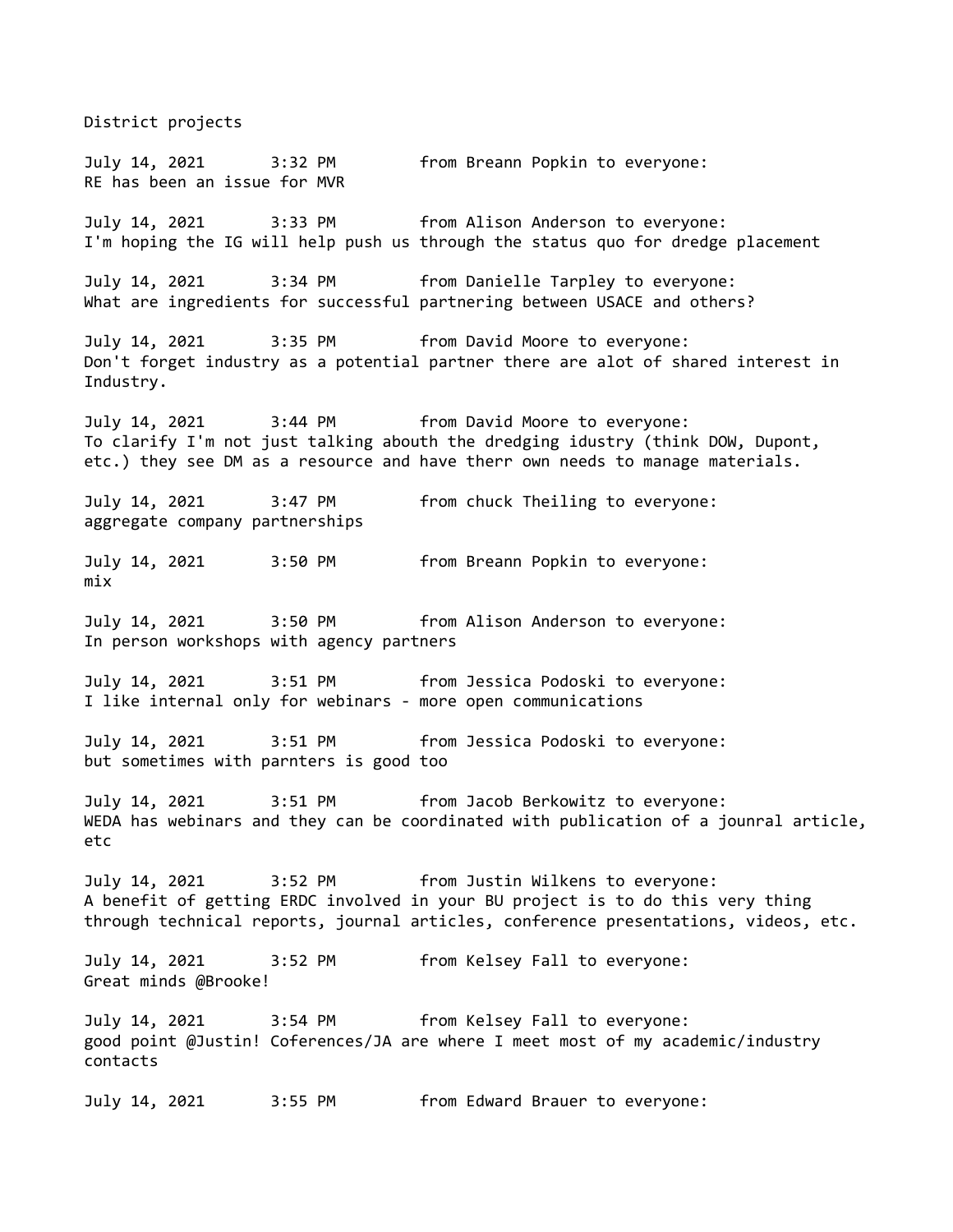District projects

July 14, 2021 3:32 PM from Breann Popkin to everyone:
RE has been an issue for MVR

July 14, 2021 3:33 PM from Alison Anderson to everyone:
I'm hoping the IG will help push us through the status quo for dredge placement

July 14, 2021 3:34 PM from Danielle Tarpley to everyone:
What are ingredients for successful partnering between USACE and others?

July 14, 2021 3:35 PM from David Moore to everyone:
Don't forget industry as a potential partner there are alot of shared interest in Industry.

July 14, 2021 3:44 PM from David Moore to everyone:
To clarify I'm not just talking abouth the dredging idustry (think DOW, Dupont, etc.) they see DM as a resource and have therr own needs to manage materials.

July 14, 2021 3:47 PM from chuck Theiling to everyone:
aggregate company partnerships

July 14, 2021 3:50 PM from Breann Popkin to everyone:
mix

July 14, 2021 3:50 PM from Alison Anderson to everyone:
In person workshops with agency partners

July 14, 2021 3:51 PM from Jessica Podoski to everyone:
I like internal only for webinars - more open communications

July 14, 2021 3:51 PM from Jessica Podoski to everyone:
but sometimes with parnters is good too

July 14, 2021 3:51 PM from Jacob Berkowitz to everyone:
WEDA has webinars and they can be coordinated with publication of a jounral article, etc

July 14, 2021 3:52 PM from Justin Wilkens to everyone:
A benefit of getting ERDC involved in your BU project is to do this very thing through technical reports, journal articles, conference presentations, videos, etc.

July 14, 2021 3:52 PM from Kelsey Fall to everyone:
Great minds @Brooke!

July 14, 2021 3:54 PM from Kelsey Fall to everyone:
good point @Justin! Coferences/JA are where I meet most of my academic/industry contacts

July 14, 2021 3:55 PM from Edward Brauer to everyone: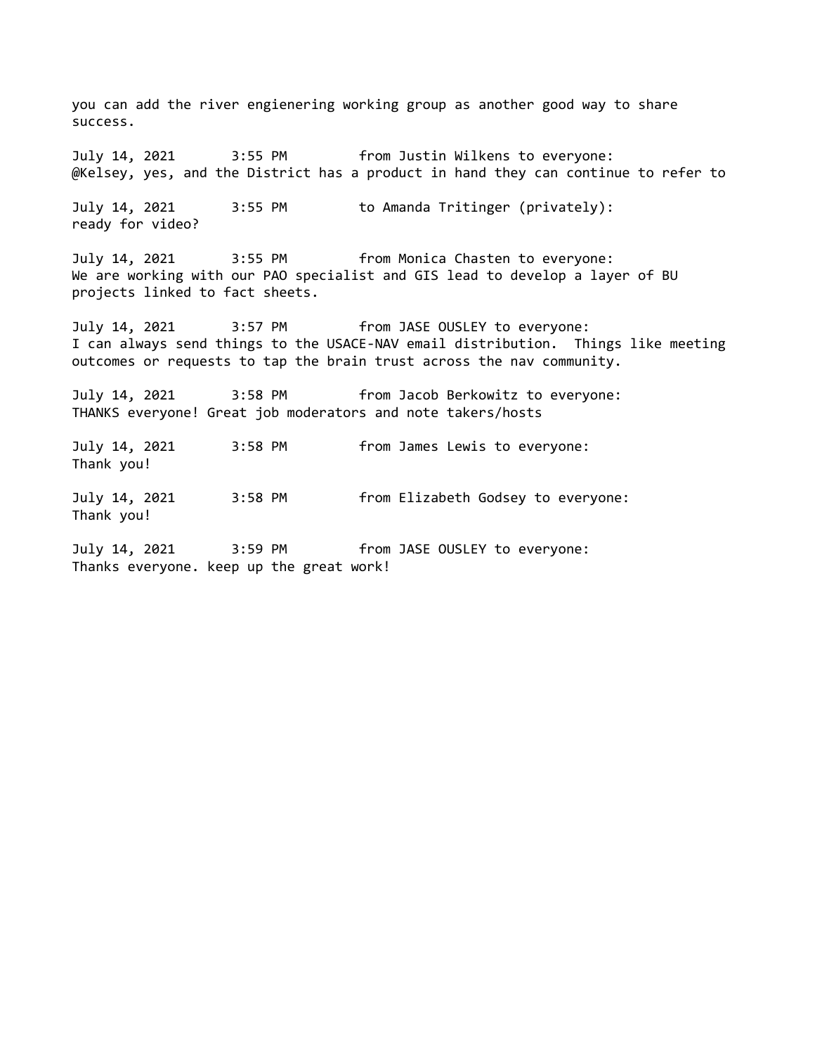you can add the river engienering working group as another good way to share success.

July 14, 2021 3:55 PM from Justin Wilkens to everyone:
@Kelsey, yes, and the District has a product in hand they can continue to refer to

July 14, 2021 3:55 PM to Amanda Tritinger (privately):
ready for video?

July 14, 2021 3:55 PM from Monica Chasten to everyone:
We are working with our PAO specialist and GIS lead to develop a layer of BU projects linked to fact sheets.

July 14, 2021 3:57 PM from JASE OUSLEY to everyone:
I can always send things to the USACE-NAV email distribution. Things like meeting outcomes or requests to tap the brain trust across the nav community.

July 14, 2021 3:58 PM from Jacob Berkowitz to everyone:
THANKS everyone! Great job moderators and note takers/hosts

July 14, 2021 3:58 PM from James Lewis to everyone:
Thank you!

July 14, 2021 3:58 PM from Elizabeth Godsey to everyone:
Thank you!

July 14, 2021 3:59 PM from JASE OUSLEY to everyone:
Thanks everyone. keep up the great work!